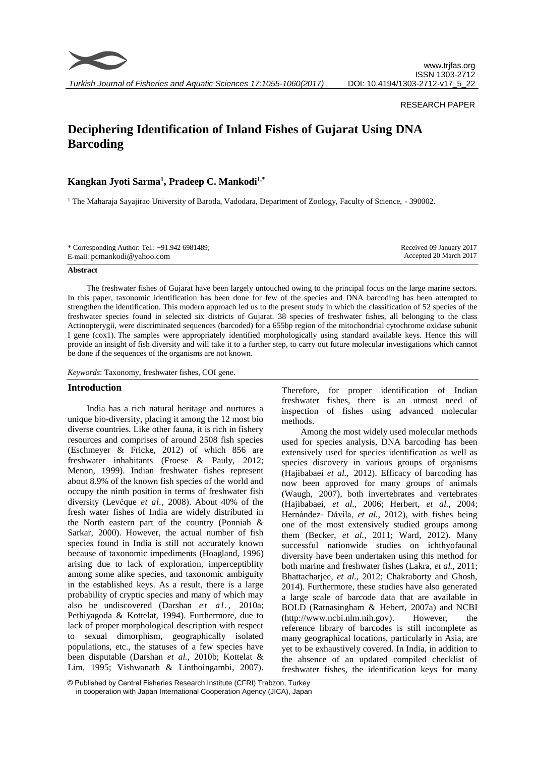RESEARCH PAPER

# Deciphering Identification of Inland Fishes of Gujarat Using DNA Barcoding

**Kangkan Jyoti Sarma[1], Pradeep C. Mankodi[1,*]**

[1] The Maharaja Sayajirao University of Baroda, Vadodara, Department of Zoology, Faculty of Science, - 390002.

\* Corresponding Author: Tel.: +91.942 6981489;
E-mail: pcmankodi@yahoo.com

Received 09 January 2017
Accepted 20 March 2017

**Abstract**

The freshwater fishes of Gujarat have been largely untouched owing to the principal focus on the large marine sectors. In this paper, taxonomic identification has been done for few of the species and DNA barcoding has been attempted to strengthen the identification. This modern approach led us to the present study in which the classification of 52 species of the freshwater species found in selected six districts of Gujarat. 38 species of freshwater fishes, all belonging to the class Actinopterygii, were discriminated sequences (barcoded) for a 655bp region of the mitochondrial cytochrome oxidase subunit I gene (cox1). The samples were appropriately identified morphologically using standard available keys. Hence this will provide an insight of fish diversity and will take it to a further step, to carry out future molecular investigations which cannot be done if the sequences of the organisms are not known.

*Keywords*: Taxonomy, freshwater fishes, COI gene.

## Introduction

India has a rich natural heritage and nurtures a unique bio-diversity, placing it among the 12 most bio diverse countries. Like other fauna, it is rich in fishery resources and comprises of around 2508 fish species (Eschmeyer & Fricke, 2012) of which 856 are freshwater inhabitants (Froese & Pauly, 2012; Menon, 1999). Indian freshwater fishes represent about 8.9% of the known fish species of the world and occupy the ninth position in terms of freshwater fish diversity (Levêque *et al.,* 2008). About 40% of the fresh water fishes of India are widely distributed in the North eastern part of the country (Ponniah & Sarkar, 2000). However, the actual number of fish species found in India is still not accurately known because of taxonomic impediments (Hoagland, 1996) arising due to lack of exploration, imperceptiblity among some alike species, and taxonomic ambiguity in the established keys. As a result, there is a large probability of cryptic species and many of which may also be undiscovered (Darshan *et al.*, 2010a; Pethiyagoda & Kottelat, 1994). Furthermore, due to lack of proper morphological description with respect to sexual dimorphism, geographically isolated populations, etc., the statuses of a few species have been disputable (Darshan *et al.,* 2010b; Kottelat & Lim, 1995; Vishwanath & Linthoingambi, 2007). Therefore, for proper identification of Indian freshwater fishes, there is an utmost need of inspection of fishes using advanced molecular methods.

Among the most widely used molecular methods used for species analysis, DNA barcoding has been extensively used for species identification as well as species discovery in various groups of organisms (Hajibabaei *et al.*, 2012). Efficacy of barcoding has now been approved for many groups of animals (Waugh, 2007), both invertebrates and vertebrates (Hajibabaei, *et al.,* 2006; Herbert, *et al.,* 2004; Hernández- Dávila, *et al.,* 2012), with fishes being one of the most extensively studied groups among them (Becker, *et al.,* 2011; Ward, 2012). Many successful nationwide studies on ichthyofaunal diversity have been undertaken using this method for both marine and freshwater fishes (Lakra, *et al.,* 2011; Bhattacharjee, *et al.,* 2012; Chakraborty and Ghosh, 2014). Furthermore, these studies have also generated a large scale of barcode data that are available in BOLD (Ratnasingham & Hebert, 2007a) and NCBI (http://www.ncbi.nlm.nih.gov). However, the reference library of barcodes is still incomplete as many geographical locations, particularly in Asia, are yet to be exhaustively covered. In India, in addition to the absence of an updated compiled checklist of freshwater fishes, the identification keys for many

© Published by Central Fisheries Research Institute (CFRI) Trabzon, Turkey
in cooperation with Japan International Cooperation Agency (JICA), Japan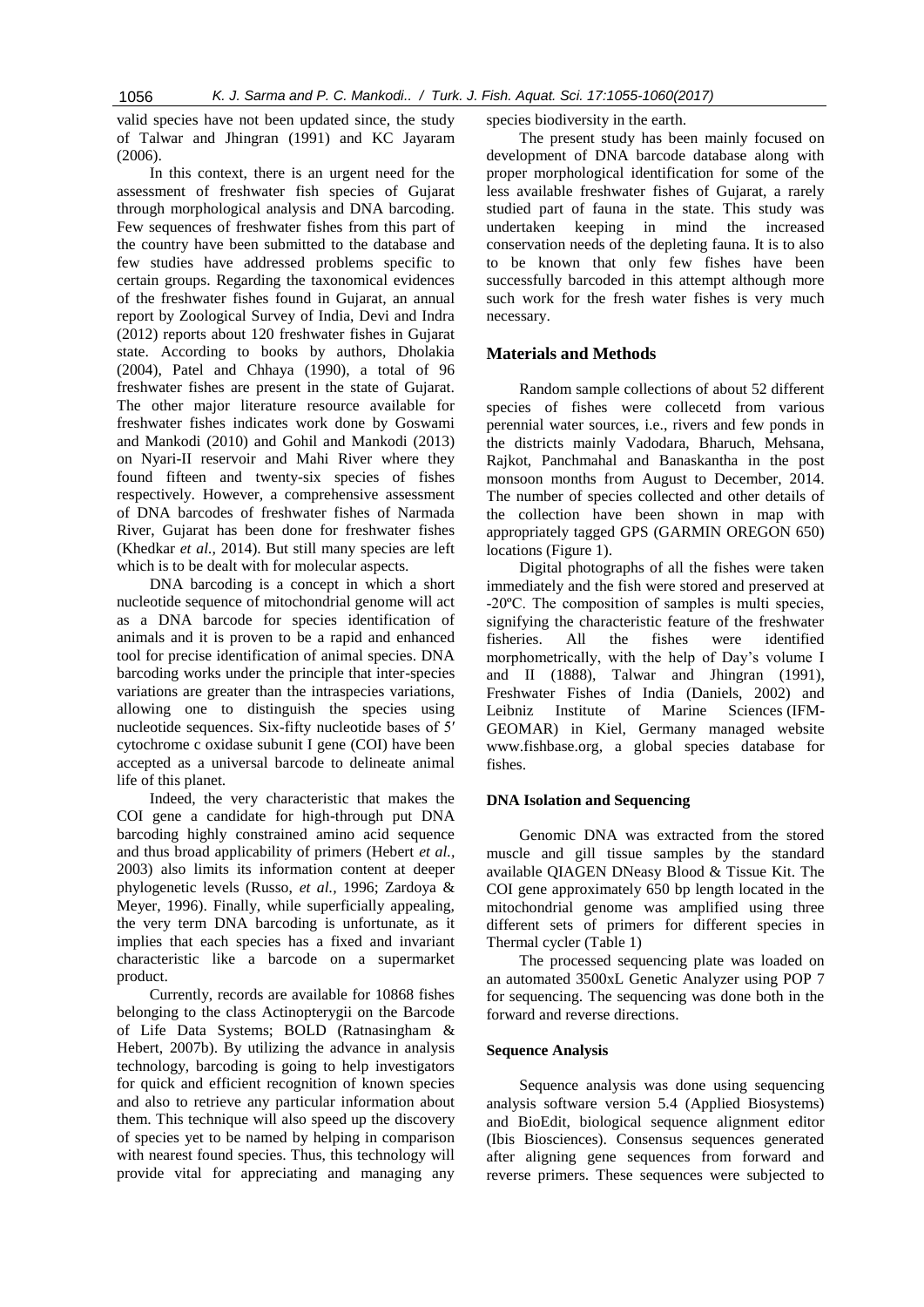valid species have not been updated since, the study of Talwar and Jhingran (1991) and KC Jayaram (2006).

In this context, there is an urgent need for the assessment of freshwater fish species of Gujarat through morphological analysis and DNA barcoding. Few sequences of freshwater fishes from this part of the country have been submitted to the database and few studies have addressed problems specific to certain groups. Regarding the taxonomical evidences of the freshwater fishes found in Gujarat, an annual report by Zoological Survey of India, Devi and Indra (2012) reports about 120 freshwater fishes in Gujarat state. According to books by authors, Dholakia (2004), Patel and Chhaya (1990), a total of 96 freshwater fishes are present in the state of Gujarat. The other major literature resource available for freshwater fishes indicates work done by Goswami and Mankodi (2010) and Gohil and Mankodi (2013) on Nyari-II reservoir and Mahi River where they found fifteen and twenty-six species of fishes respectively. However, a comprehensive assessment of DNA barcodes of freshwater fishes of Narmada River, Gujarat has been done for freshwater fishes (Khedkar *et al.,* 2014). But still many species are left which is to be dealt with for molecular aspects.

DNA barcoding is a concept in which a short nucleotide sequence of mitochondrial genome will act as a DNA barcode for species identification of animals and it is proven to be a rapid and enhanced tool for precise identification of animal species. DNA barcoding works under the principle that inter-species variations are greater than the intraspecies variations, allowing one to distinguish the species using nucleotide sequences. Six-fifty nucleotide bases of 5′ cytochrome c oxidase subunit I gene (COI) have been accepted as a universal barcode to delineate animal life of this planet.

Indeed, the very characteristic that makes the COI gene a candidate for high-through put DNA barcoding highly constrained amino acid sequence and thus broad applicability of primers (Hebert *et al.*, 2003) also limits its information content at deeper phylogenetic levels (Russo, *et al.,* 1996; Zardoya & Meyer, 1996). Finally, while superficially appealing, the very term DNA barcoding is unfortunate, as it implies that each species has a fixed and invariant characteristic like a barcode on a supermarket product.

Currently, records are available for 10868 fishes belonging to the class Actinopterygii on the Barcode of Life Data Systems; BOLD (Ratnasingham & Hebert, 2007b). By utilizing the advance in analysis technology, barcoding is going to help investigators for quick and efficient recognition of known species and also to retrieve any particular information about them. This technique will also speed up the discovery of species yet to be named by helping in comparison with nearest found species. Thus, this technology will provide vital for appreciating and managing any species biodiversity in the earth.

The present study has been mainly focused on development of DNA barcode database along with proper morphological identification for some of the less available freshwater fishes of Gujarat, a rarely studied part of fauna in the state. This study was undertaken keeping in mind the increased conservation needs of the depleting fauna. It is to also to be known that only few fishes have been successfully barcoded in this attempt although more such work for the fresh water fishes is very much necessary.

## Materials and Methods

Random sample collections of about 52 different species of fishes were collecetd from various perennial water sources, i.e., rivers and few ponds in the districts mainly Vadodara, Bharuch, Mehsana, Rajkot, Panchmahal and Banaskantha in the post monsoon months from August to December, 2014. The number of species collected and other details of the collection have been shown in map with appropriately tagged GPS (GARMIN OREGON 650) locations (Figure 1).

Digital photographs of all the fishes were taken immediately and the fish were stored and preserved at -20ºC. The composition of samples is multi species, signifying the characteristic feature of the freshwater fisheries. All the fishes were identified morphometrically, with the help of Day's volume I and II (1888), Talwar and Jhingran (1991), Freshwater Fishes of India (Daniels, 2002) and Leibniz Institute of Marine Sciences (IFM-GEOMAR) in Kiel, Germany managed website www.fishbase.org, a global species database for fishes.

### DNA Isolation and Sequencing

Genomic DNA was extracted from the stored muscle and gill tissue samples by the standard available QIAGEN DNeasy Blood & Tissue Kit. The COI gene approximately 650 bp length located in the mitochondrial genome was amplified using three different sets of primers for different species in Thermal cycler (Table 1)

The processed sequencing plate was loaded on an automated 3500xL Genetic Analyzer using POP 7 for sequencing. The sequencing was done both in the forward and reverse directions.

### Sequence Analysis

Sequence analysis was done using sequencing analysis software version 5.4 (Applied Biosystems) and BioEdit, biological sequence alignment editor (Ibis Biosciences). Consensus sequences generated after aligning gene sequences from forward and reverse primers. These sequences were subjected to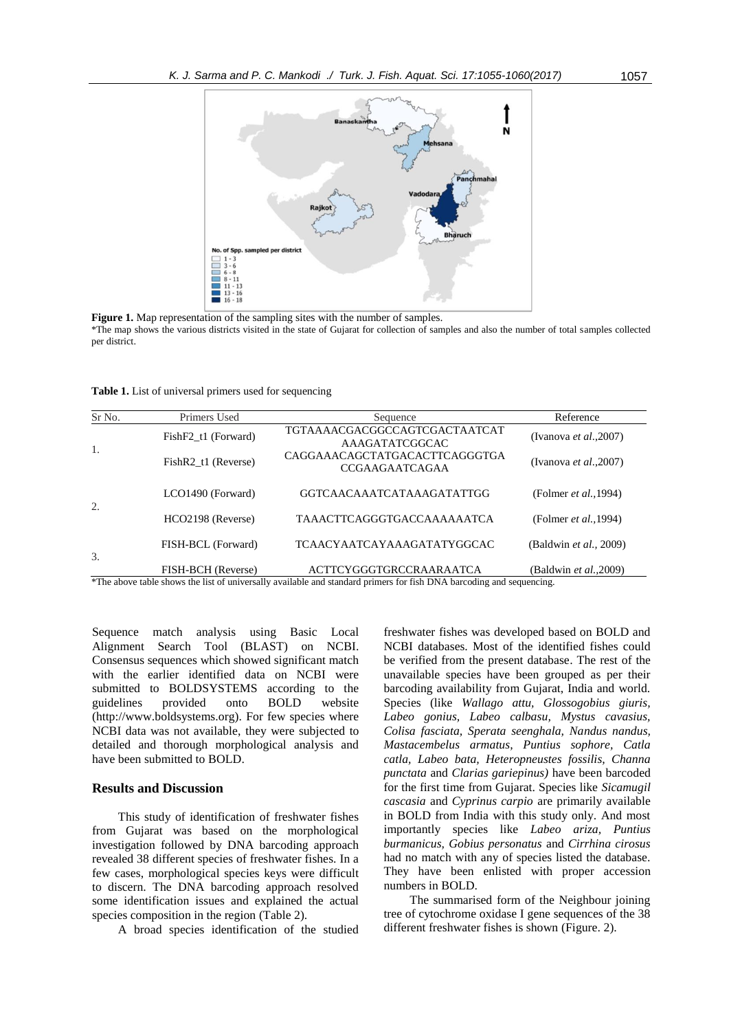**Figure 1.** Map representation of the sampling sites with the number of samples.

*The map shows the various districts visited in the state of Gujarat for collection of samples and also the number of total samples collected per district.

**Table 1.** List of universal primers used for sequencing

| Sr No. | Primers Used | Sequence | Reference |
|---|---|---|---|
| 1. | FishF2_t1 (Forward) | TGTAAAACGACGGCCAGTCGACTAATCAT AAAGATATCGGCAC | (Ivanova *et al.*,2007) |
| | FishR2_t1 (Reverse) | CAGGAAACAGCTATGACACTTCAGGGTGA CCGAAGAATCAGAA | (Ivanova *et al.*,2007) |
| 2. | LCO1490 (Forward) | GGTCAACAAATCATAAAGATATTGG | (Folmer *et al.*,1994) |
| | HCO2198 (Reverse) | TAAACTTCAGGGTGACCAAAAAATCA | (Folmer *et al.*,1994) |
| 3. | FISH-BCL (Forward) | TCAACYAATCAYAAAGATATYGGCAC | (Baldwin *et al.*, 2009) |
| | FISH-BCH (Reverse) | ACTTCYGGGTGRCCRAARAATCA | (Baldwin *et al.*,2009) |

*The above table shows the list of universally available and standard primers for fish DNA barcoding and sequencing.

Sequence match analysis using Basic Local Alignment Search Tool (BLAST) on NCBI. Consensus sequences which showed significant match with the earlier identified data on NCBI were submitted to BOLDSYSTEMS according to the guidelines provided onto BOLD website (http://www.boldsystems.org). For few species where NCBI data was not available, they were subjected to detailed and thorough morphological analysis and have been submitted to BOLD.

## Results and Discussion

This study of identification of freshwater fishes from Gujarat was based on the morphological investigation followed by DNA barcoding approach revealed 38 different species of freshwater fishes. In a few cases, morphological species keys were difficult to discern. The DNA barcoding approach resolved some identification issues and explained the actual species composition in the region (Table 2).

A broad species identification of the studied freshwater fishes was developed based on BOLD and NCBI databases. Most of the identified fishes could be verified from the present database. The rest of the unavailable species have been grouped as per their barcoding availability from Gujarat, India and world. Species (like *Wallago attu, Glossogobius giuris, Labeo gonius, Labeo calbasu, Mystus cavasius, Colisa fasciata, Sperata seenghala, Nandus nandus, Mastacembelus armatus, Puntius sophore, Catla catla, Labeo bata, Heteropneustes fossilis, Channa punctata* and *Clarias gariepinus)* have been barcoded for the first time from Gujarat. Species like *Sicamugil cascasia* and *Cyprinus carpio* are primarily available in BOLD from India with this study only. And most importantly species like *Labeo ariza, Puntius burmanicus, Gobius personatus* and *Cirrhina cirosus* had no match with any of species listed the database. They have been enlisted with proper accession numbers in BOLD.

The summarised form of the Neighbour joining tree of cytochrome oxidase I gene sequences of the 38 different freshwater fishes is shown (Figure. 2).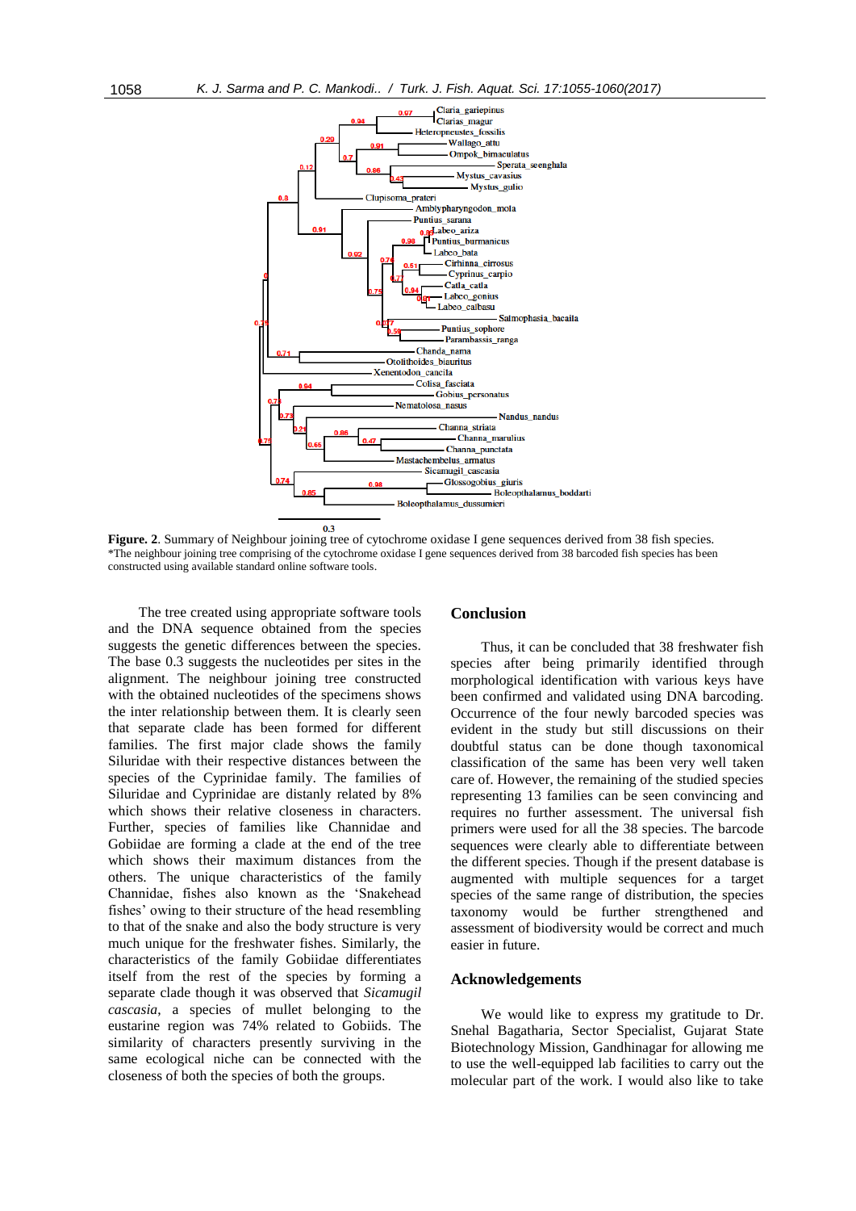**Figure. 2**. Summary of Neighbour joining tree of cytochrome oxidase I gene sequences derived from 38 fish species.
*The neighbour joining tree comprising of the cytochrome oxidase I gene sequences derived from 38 barcoded fish species has been constructed using available standard online software tools.

The tree created using appropriate software tools and the DNA sequence obtained from the species suggests the genetic differences between the species. The base 0.3 suggests the nucleotides per sites in the alignment. The neighbour joining tree constructed with the obtained nucleotides of the specimens shows the inter relationship between them. It is clearly seen that separate clade has been formed for different families. The first major clade shows the family Siluridae with their respective distances between the species of the Cyprinidae family. The families of Siluridae and Cyprinidae are distantly related by 8% which shows their relative closeness in characters. Further, species of families like Channidae and Gobiidae are forming a clade at the end of the tree which shows their maximum distances from the others. The unique characteristics of the family Channidae, fishes also known as the 'Snakehead fishes' owing to their structure of the head resembling to that of the snake and also the body structure is very much unique for the freshwater fishes. Similarly, the characteristics of the family Gobiidae differentiates itself from the rest of the species by forming a separate clade though it was observed that *Sicamugil cascasia*, a species of mullet belonging to the eustarine region was 74% related to Gobiids. The similarity of characters presently surviving in the same ecological niche can be connected with the closeness of both the species of both the groups.

## Conclusion

Thus, it can be concluded that 38 freshwater fish species after being primarily identified through morphological identification with various keys have been confirmed and validated using DNA barcoding. Occurrence of the four newly barcoded species was evident in the study but still discussions on their doubtful status can be done though taxonomical classification of the same has been very well taken care of. However, the remaining of the studied species representing 13 families can be seen convincing and requires no further assessment. The universal fish primers were used for all the 38 species. The barcode sequences were clearly able to differentiate between the different species. Though if the present database is augmented with multiple sequences for a target species of the same range of distribution, the species taxonomy would be further strengthened and assessment of biodiversity would be correct and much easier in future.

## Acknowledgements

We would like to express my gratitude to Dr. Snehal Bagatharia, Sector Specialist, Gujarat State Biotechnology Mission, Gandhinagar for allowing me to use the well-equipped lab facilities to carry out the molecular part of the work. I would also like to take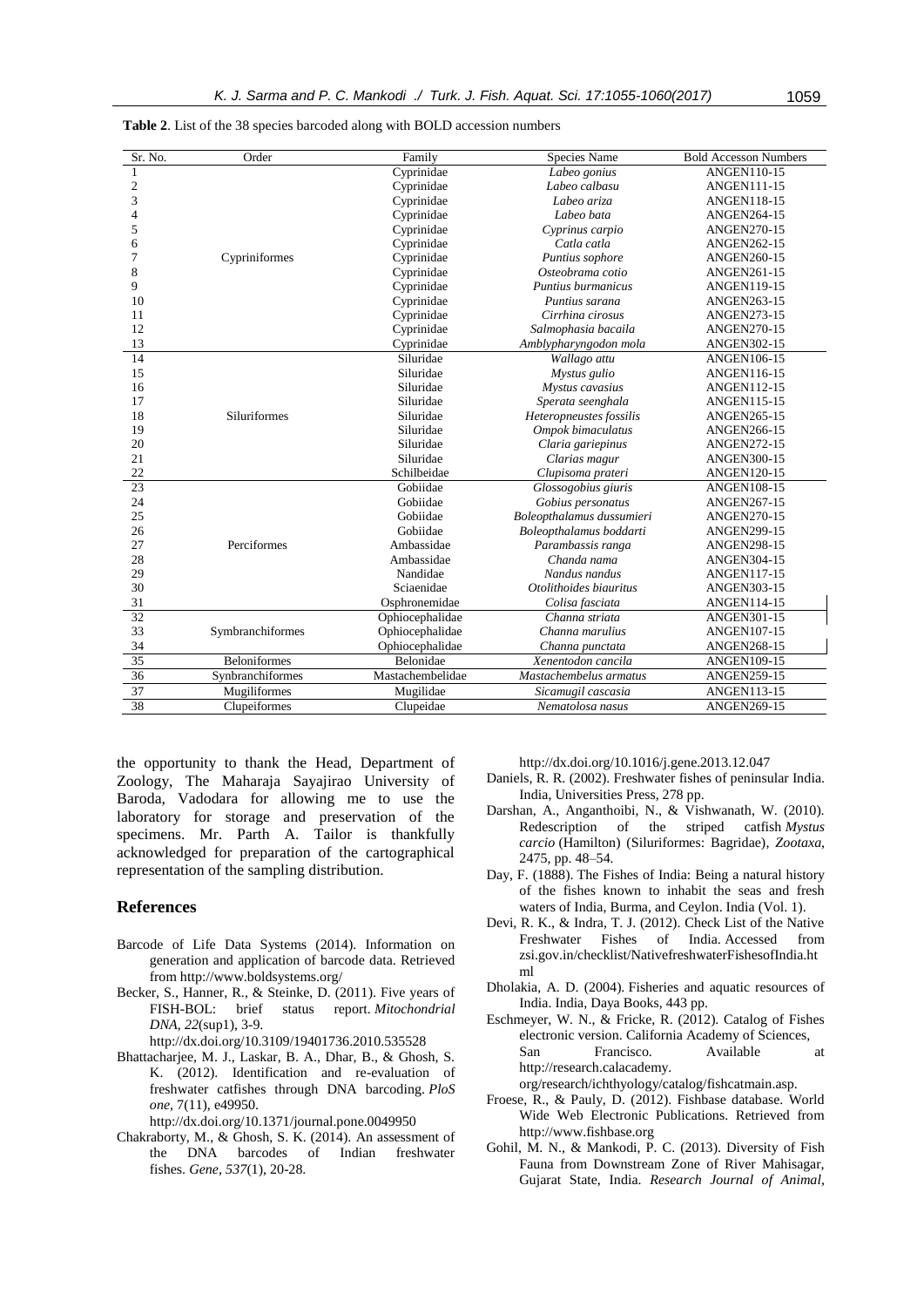**Table 2**. List of the 38 species barcoded along with BOLD accession numbers

| Sr. No. | Order | Family | Species Name | Bold Accesson Numbers |
|---|---|---|---|---|
| 1 | Cypriniformes | Cyprinidae | *Labeo gonius* | ANGEN110-15 |
| 2 | | Cyprinidae | *Labeo calbasu* | ANGEN111-15 |
| 3 | | Cyprinidae | *Labeo ariza* | ANGEN118-15 |
| 4 | | Cyprinidae | *Labeo bata* | ANGEN264-15 |
| 5 | | Cyprinidae | *Cyprinus carpio* | ANGEN270-15 |
| 6 | | Cyprinidae | *Catla catla* | ANGEN262-15 |
| 7 | | Cyprinidae | *Puntius sophore* | ANGEN260-15 |
| 8 | | Cyprinidae | *Osteobrama cotio* | ANGEN261-15 |
| 9 | | Cyprinidae | *Puntius burmanicus* | ANGEN119-15 |
| 10 | | Cyprinidae | *Puntius sarana* | ANGEN263-15 |
| 11 | | Cyprinidae | *Cirrhina cirosus* | ANGEN273-15 |
| 12 | | Cyprinidae | *Salmophasia bacaila* | ANGEN270-15 |
| 13 | | Cyprinidae | *Amblypharyngodon mola* | ANGEN302-15 |
| 14 | Siluriformes | Siluridae | *Wallago attu* | ANGEN106-15 |
| 15 | | Siluridae | *Mystus gulio* | ANGEN116-15 |
| 16 | | Siluridae | *Mystus cavasius* | ANGEN112-15 |
| 17 | | Siluridae | *Sperata seenghala* | ANGEN115-15 |
| 18 | | Siluridae | *Heteropneustes fossilis* | ANGEN265-15 |
| 19 | | Siluridae | *Ompok bimaculatus* | ANGEN266-15 |
| 20 | | Siluridae | *Claria gariepinus* | ANGEN272-15 |
| 21 | | Siluridae | *Clarias magur* | ANGEN300-15 |
| 22 | | Schilbeidae | *Clupisoma prateri* | ANGEN120-15 |
| 23 | Perciformes | Gobiidae | *Glossogobius giuris* | ANGEN108-15 |
| 24 | | Gobiidae | *Gobius personatus* | ANGEN267-15 |
| 25 | | Gobiidae | *Boleopthalamus dussumieri* | ANGEN270-15 |
| 26 | | Gobiidae | *Boleopthalamus boddarti* | ANGEN299-15 |
| 27 | | Ambassidae | *Parambassis ranga* | ANGEN298-15 |
| 28 | | Ambassidae | *Chanda nama* | ANGEN304-15 |
| 29 | | Nandidae | *Nandus nandus* | ANGEN117-15 |
| 30 | | Sciaenidae | *Otolithoides biauritus* | ANGEN303-15 |
| 31 | | Osphronemidae | *Colisa fasciata* | ANGEN114-15 |
| 32 | Symbranchiformes | Ophiocephalidae | *Channa striata* | ANGEN301-15 |
| 33 | | Ophiocephalidae | *Channa marulius* | ANGEN107-15 |
| 34 | | Ophiocephalidae | *Channa punctata* | ANGEN268-15 |
| 35 | Beloniformes | Belonidae | *Xenentodon cancila* | ANGEN109-15 |
| 36 | Synbranchiformes | Mastachembelidae | *Mastachembelus armatus* | ANGEN259-15 |
| 37 | Mugiliformes | Mugilidae | *Sicamugil cascasia* | ANGEN113-15 |
| 38 | Clupeiformes | Clupeidae | *Nematolosa nasus* | ANGEN269-15 |

the opportunity to thank the Head, Department of Zoology, The Maharaja Sayajirao University of Baroda, Vadodara for allowing me to use the laboratory for storage and preservation of the specimens. Mr. Parth A. Tailor is thankfully acknowledged for preparation of the cartographical representation of the sampling distribution.

## References

Barcode of Life Data Systems (2014). Information on generation and application of barcode data. Retrieved from http://www.boldsystems.org/

Becker, S., Hanner, R., & Steinke, D. (2011). Five years of FISH-BOL: brief status report. *Mitochondrial DNA*, *22*(sup1), 3-9. http://dx.doi.org/10.3109/19401736.2010.535528

Bhattacharjee, M. J., Laskar, B. A., Dhar, B., & Ghosh, S. K. (2012). Identification and re-evaluation of freshwater catfishes through DNA barcoding. *PloS one*, 7(11), e49950. http://dx.doi.org/10.1371/journal.pone.0049950

Chakraborty, M., & Ghosh, S. K. (2014). An assessment of the DNA barcodes of Indian freshwater fishes. *Gene*, *537*(1), 20-28. http://dx.doi.org/10.1016/j.gene.2013.12.047

Daniels, R. R. (2002). Freshwater fishes of peninsular India. India, Universities Press, 278 pp.

Darshan, A., Anganthoibi, N., & Vishwanath, W. (2010). Redescription of the striped catfish *Mystus carcio* (Hamilton) (Siluriformes: Bagridae), *Zootaxa*, 2475, pp. 48–54.

Day, F. (1888). The Fishes of India: Being a natural history of the fishes known to inhabit the seas and fresh waters of India, Burma, and Ceylon. India (Vol. 1).

Devi, R. K., & Indra, T. J. (2012). Check List of the Native Freshwater Fishes of India. Accessed from zsi.gov.in/checklist/NativefreshwaterFishesofIndia.html

Dholakia, A. D. (2004). Fisheries and aquatic resources of India. India, Daya Books, 443 pp.

Eschmeyer, W. N., & Fricke, R. (2012). Catalog of Fishes electronic version. California Academy of Sciences, San Francisco. Available at http://research.calacademy.org/research/ichthyology/catalog/fishcatmain.asp.

Froese, R., & Pauly, D. (2012). Fishbase database. World Wide Web Electronic Publications. Retrieved from http://www.fishbase.org

Gohil, M. N., & Mankodi, P. C. (2013). Diversity of Fish Fauna from Downstream Zone of River Mahisagar, Gujarat State, India. *Research Journal of Animal,*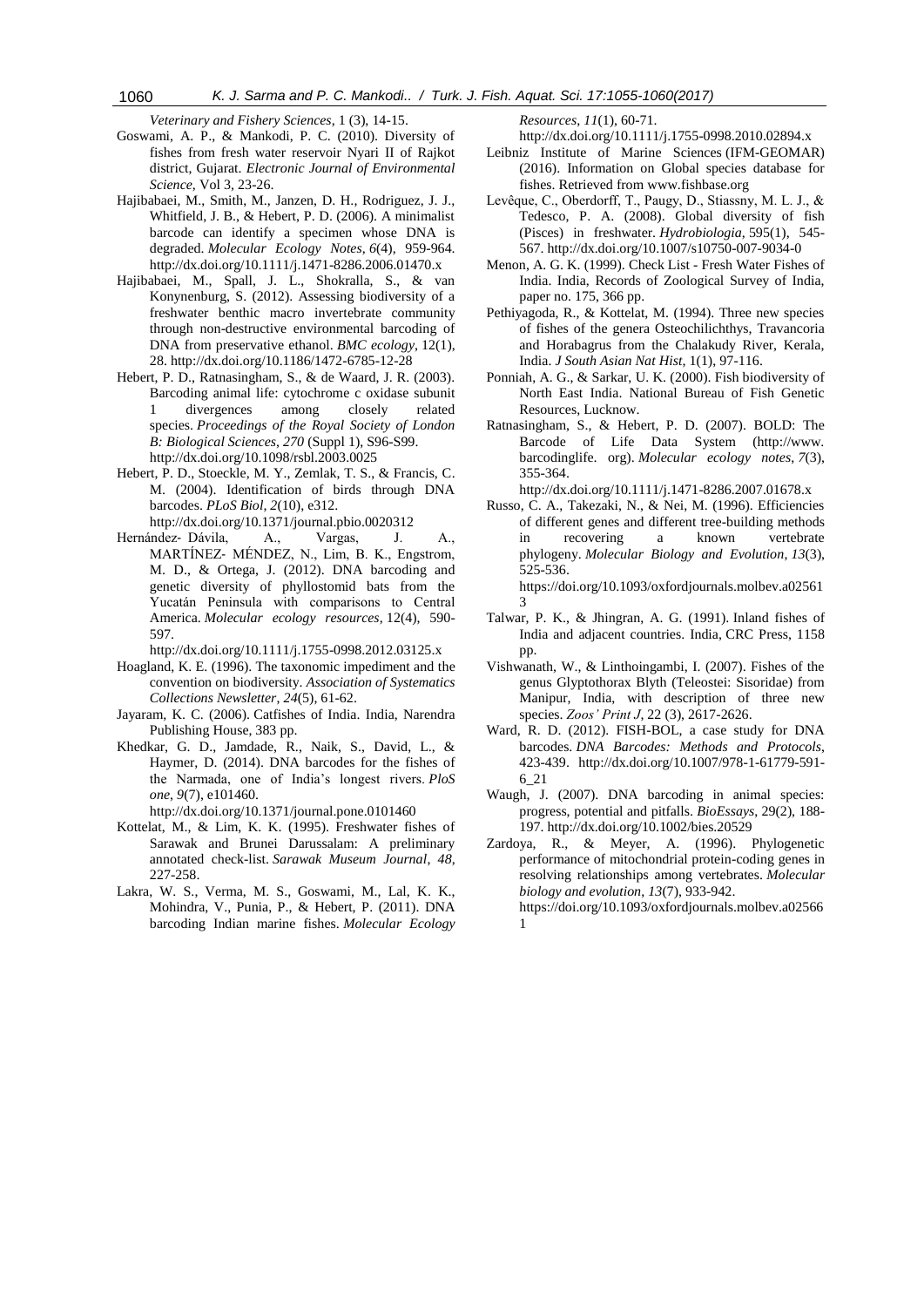*Veterinary and Fishery Sciences*, 1 (3), 14-15.

Goswami, A. P., & Mankodi, P. C. (2010). Diversity of fishes from fresh water reservoir Nyari II of Rajkot district, Gujarat. *Electronic Journal of Environmental Science*, Vol 3, 23-26.

Hajibabaei, M., Smith, M., Janzen, D. H., Rodriguez, J. J., Whitfield, J. B., & Hebert, P. D. (2006). A minimalist barcode can identify a specimen whose DNA is degraded. *Molecular Ecology Notes*, *6*(4), 959-964. http://dx.doi.org/10.1111/j.1471-8286.2006.01470.x

Hajibabaei, M., Spall, J. L., Shokralla, S., & van Konynenburg, S. (2012). Assessing biodiversity of a freshwater benthic macro invertebrate community through non-destructive environmental barcoding of DNA from preservative ethanol. *BMC ecology*, 12(1), 28. http://dx.doi.org/10.1186/1472-6785-12-28

Hebert, P. D., Ratnasingham, S., & de Waard, J. R. (2003). Barcoding animal life: cytochrome c oxidase subunit 1 divergences among closely related species. *Proceedings of the Royal Society of London B: Biological Sciences*, *270* (Suppl 1), S96-S99. http://dx.doi.org/10.1098/rsbl.2003.0025

Hebert, P. D., Stoeckle, M. Y., Zemlak, T. S., & Francis, C. M. (2004). Identification of birds through DNA barcodes. *PLoS Biol*, *2*(10), e312. http://dx.doi.org/10.1371/journal.pbio.0020312

Hernández‐ Dávila, A., Vargas, J. A., MARTÍNEZ‐ MÉNDEZ, N., Lim, B. K., Engstrom, M. D., & Ortega, J. (2012). DNA barcoding and genetic diversity of phyllostomid bats from the Yucatán Peninsula with comparisons to Central America. *Molecular ecology resources*, 12(4), 590-597. http://dx.doi.org/10.1111/j.1755-0998.2012.03125.x

Hoagland, K. E. (1996). The taxonomic impediment and the convention on biodiversity. *Association of Systematics Collections Newsletter*, *24*(5), 61-62.

Jayaram, K. C. (2006). Catfishes of India. India, Narendra Publishing House, 383 pp.

Khedkar, G. D., Jamdade, R., Naik, S., David, L., & Haymer, D. (2014). DNA barcodes for the fishes of the Narmada, one of India's longest rivers. *PloS one*, *9*(7), e101460. http://dx.doi.org/10.1371/journal.pone.0101460

Kottelat, M., & Lim, K. K. (1995). Freshwater fishes of Sarawak and Brunei Darussalam: A preliminary annotated check-list. *Sarawak Museum Journal*, *48*, 227-258.

Lakra, W. S., Verma, M. S., Goswami, M., Lal, K. K., Mohindra, V., Punia, P., & Hebert, P. (2011). DNA barcoding Indian marine fishes. *Molecular Ecology Resources*, *11*(1), 60-71. http://dx.doi.org/10.1111/j.1755-0998.2010.02894.x

Leibniz Institute of Marine Sciences (IFM-GEOMAR) (2016). Information on Global species database for fishes. Retrieved from www.fishbase.org

Levêque, C., Oberdorff, T., Paugy, D., Stiassny, M. L. J., & Tedesco, P. A. (2008). Global diversity of fish (Pisces) in freshwater. *Hydrobiologia*, 595(1), 545-567. http://dx.doi.org/10.1007/s10750-007-9034-0

Menon, A. G. K. (1999). Check List - Fresh Water Fishes of India. India, Records of Zoological Survey of India, paper no. 175, 366 pp.

Pethiyagoda, R., & Kottelat, M. (1994). Three new species of fishes of the genera Osteochilichthys, Travancoria and Horabagrus from the Chalakudy River, Kerala, India. *J South Asian Nat Hist*, 1(1), 97-116.

Ponniah, A. G., & Sarkar, U. K. (2000). Fish biodiversity of North East India. National Bureau of Fish Genetic Resources, Lucknow.

Ratnasingham, S., & Hebert, P. D. (2007). BOLD: The Barcode of Life Data System (http://www. barcodinglife. org). *Molecular ecology notes*, *7*(3), 355-364. http://dx.doi.org/10.1111/j.1471-8286.2007.01678.x

Russo, C. A., Takezaki, N., & Nei, M. (1996). Efficiencies of different genes and different tree-building methods in recovering a known vertebrate phylogeny. *Molecular Biology and Evolution*, *13*(3), 525-536. https://doi.org/10.1093/oxfordjournals.molbev.a025613

Talwar, P. K., & Jhingran, A. G. (1991). Inland fishes of India and adjacent countries. India, CRC Press, 1158 pp.

Vishwanath, W., & Linthoingambi, I. (2007). Fishes of the genus Glyptothorax Blyth (Teleostei: Sisoridae) from Manipur, India, with description of three new species. *Zoos' Print J*, 22 (3), 2617-2626.

Ward, R. D. (2012). FISH-BOL, a case study for DNA barcodes. *DNA Barcodes: Methods and Protocols*, 423-439. http://dx.doi.org/10.1007/978-1-61779-591-6_21

Waugh, J. (2007). DNA barcoding in animal species: progress, potential and pitfalls. *BioEssays*, 29(2), 188-197. http://dx.doi.org/10.1002/bies.20529

Zardoya, R., & Meyer, A. (1996). Phylogenetic performance of mitochondrial protein-coding genes in resolving relationships among vertebrates. *Molecular biology and evolution*, *13*(7), 933-942. https://doi.org/10.1093/oxfordjournals.molbev.a025661